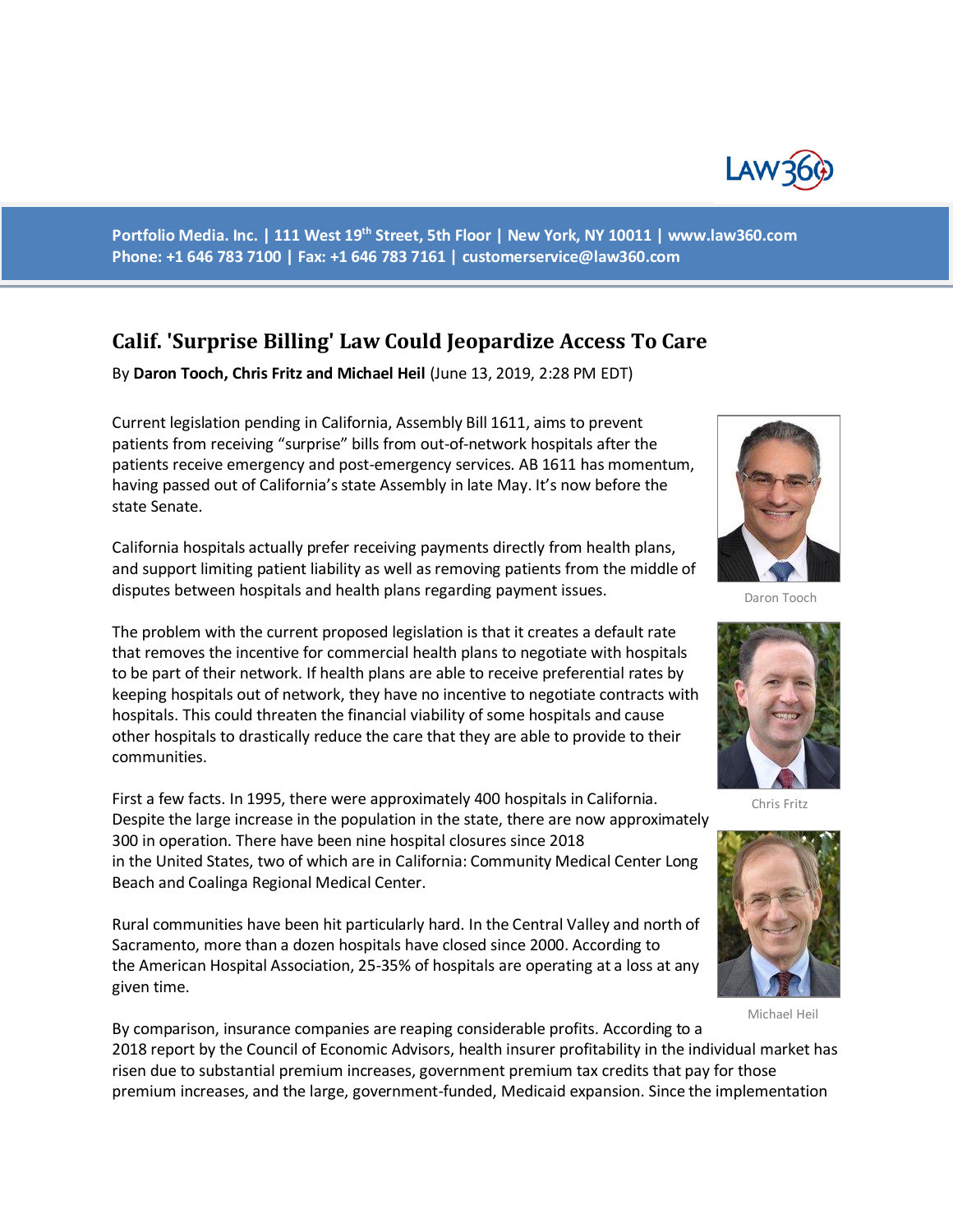Portfolio Media. Inc. | 111 West 19th Street, 5th Floor | New York, NY 10011 | www.law360.com
Phone: +1 646 783 7100 | Fax: +1 646 783 7161 | customerservice@law360.com

# Calif. 'Surprise Billing' Law Could Jeopardize Access To Care

By **Daron Tooch, Chris Fritz and Michael Heil** (June 13, 2019, 2:28 PM EDT)

Current legislation pending in California, Assembly Bill 1611, aims to prevent patients from receiving "surprise" bills from out-of-network hospitals after the patients receive emergency and post-emergency services. AB 1611 has momentum, having passed out of California's state Assembly in late May. It's now before the state Senate.

California hospitals actually prefer receiving payments directly from health plans, and support limiting patient liability as well as removing patients from the middle of disputes between hospitals and health plans regarding payment issues.

Daron Tooch

The problem with the current proposed legislation is that it creates a default rate that removes the incentive for commercial health plans to negotiate with hospitals to be part of their network. If health plans are able to receive preferential rates by keeping hospitals out of network, they have no incentive to negotiate contracts with hospitals. This could threaten the financial viability of some hospitals and cause other hospitals to drastically reduce the care that they are able to provide to their communities.

Chris Fritz

First a few facts. In 1995, there were approximately 400 hospitals in California. Despite the large increase in the population in the state, there are now approximately 300 in operation. There have been nine hospital closures since 2018 in the United States, two of which are in California: Community Medical Center Long Beach and Coalinga Regional Medical Center.

Rural communities have been hit particularly hard. In the Central Valley and north of Sacramento, more than a dozen hospitals have closed since 2000. According to the American Hospital Association, 25-35% of hospitals are operating at a loss at any given time.

Michael Heil

By comparison, insurance companies are reaping considerable profits. According to a 2018 report by the Council of Economic Advisors, health insurer profitability in the individual market has risen due to substantial premium increases, government premium tax credits that pay for those premium increases, and the large, government-funded, Medicaid expansion. Since the implementation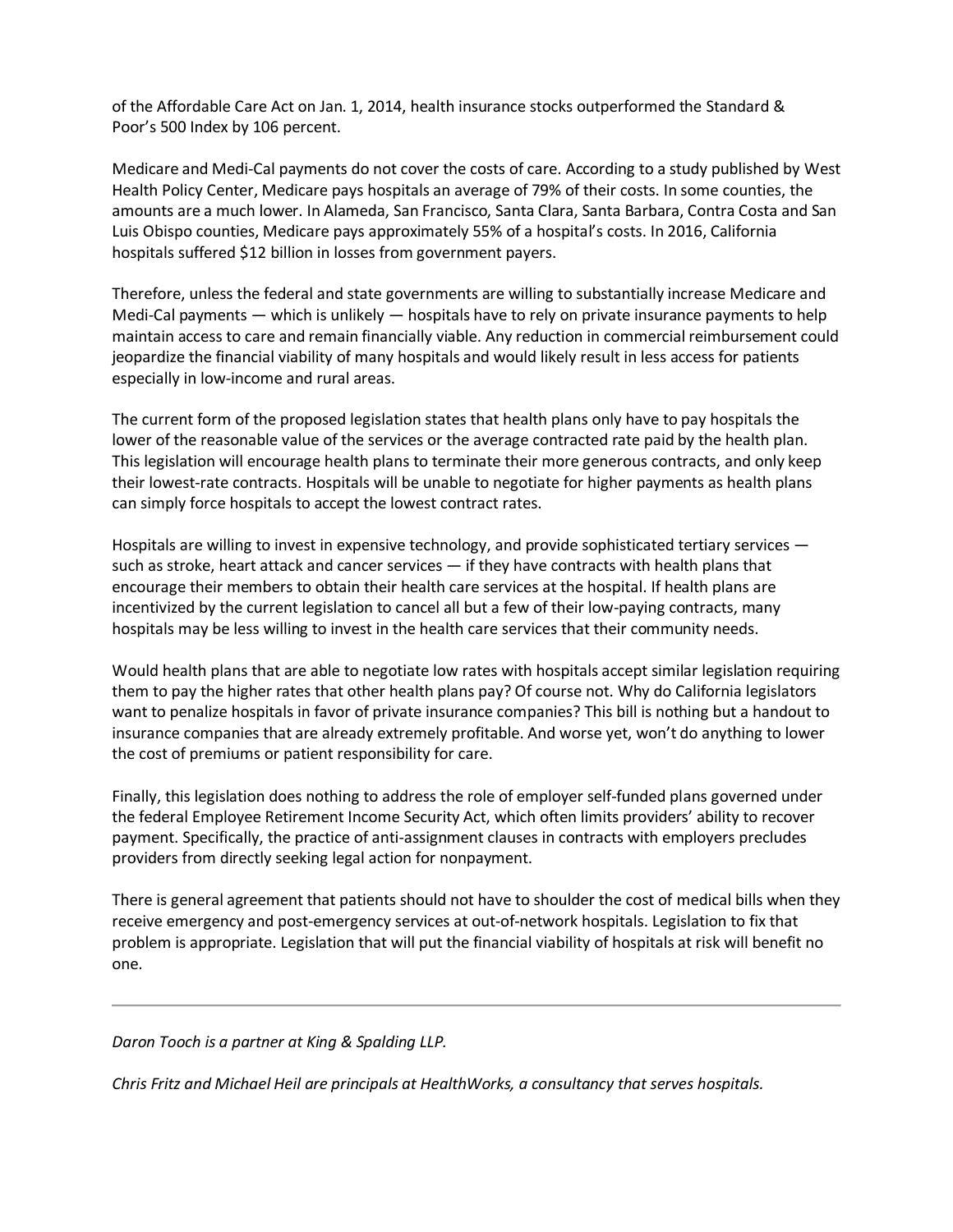of the Affordable Care Act on Jan. 1, 2014, health insurance stocks outperformed the Standard & Poor's 500 Index by 106 percent.

Medicare and Medi-Cal payments do not cover the costs of care. According to a study published by West Health Policy Center, Medicare pays hospitals an average of 79% of their costs. In some counties, the amounts are a much lower. In Alameda, San Francisco, Santa Clara, Santa Barbara, Contra Costa and San Luis Obispo counties, Medicare pays approximately 55% of a hospital's costs. In 2016, California hospitals suffered $12 billion in losses from government payers.

Therefore, unless the federal and state governments are willing to substantially increase Medicare and Medi-Cal payments — which is unlikely — hospitals have to rely on private insurance payments to help maintain access to care and remain financially viable. Any reduction in commercial reimbursement could jeopardize the financial viability of many hospitals and would likely result in less access for patients especially in low-income and rural areas.

The current form of the proposed legislation states that health plans only have to pay hospitals the lower of the reasonable value of the services or the average contracted rate paid by the health plan. This legislation will encourage health plans to terminate their more generous contracts, and only keep their lowest-rate contracts. Hospitals will be unable to negotiate for higher payments as health plans can simply force hospitals to accept the lowest contract rates.

Hospitals are willing to invest in expensive technology, and provide sophisticated tertiary services — such as stroke, heart attack and cancer services — if they have contracts with health plans that encourage their members to obtain their health care services at the hospital. If health plans are incentivized by the current legislation to cancel all but a few of their low-paying contracts, many hospitals may be less willing to invest in the health care services that their community needs.

Would health plans that are able to negotiate low rates with hospitals accept similar legislation requiring them to pay the higher rates that other health plans pay? Of course not. Why do California legislators want to penalize hospitals in favor of private insurance companies? This bill is nothing but a handout to insurance companies that are already extremely profitable. And worse yet, won't do anything to lower the cost of premiums or patient responsibility for care.

Finally, this legislation does nothing to address the role of employer self-funded plans governed under the federal Employee Retirement Income Security Act, which often limits providers' ability to recover payment. Specifically, the practice of anti-assignment clauses in contracts with employers precludes providers from directly seeking legal action for nonpayment.

There is general agreement that patients should not have to shoulder the cost of medical bills when they receive emergency and post-emergency services at out-of-network hospitals. Legislation to fix that problem is appropriate. Legislation that will put the financial viability of hospitals at risk will benefit no one.

---

*Daron Tooch is a partner at King & Spalding LLP.*

*Chris Fritz and Michael Heil are principals at HealthWorks, a consultancy that serves hospitals.*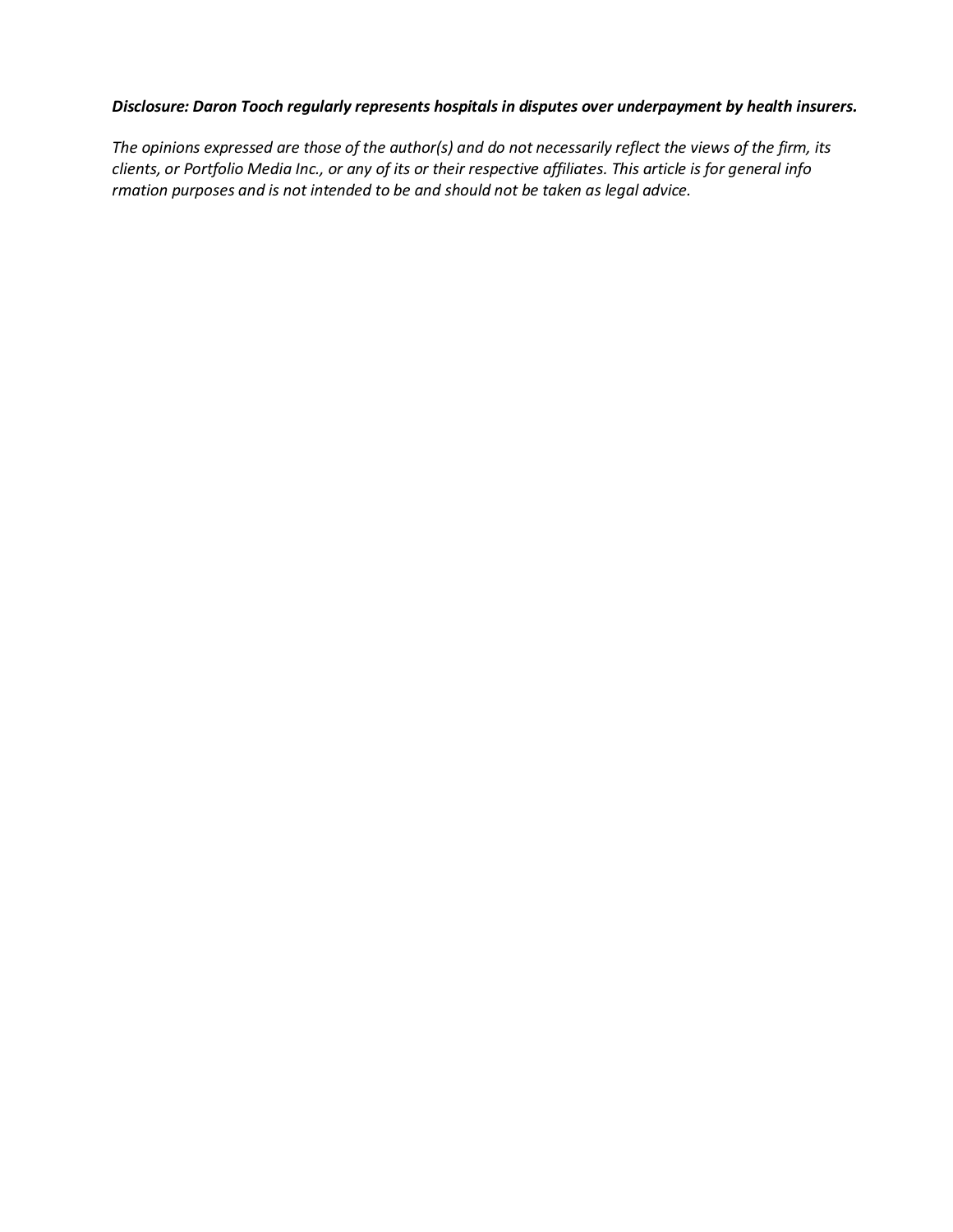***Disclosure: Daron Tooch regularly represents hospitals in disputes over underpayment by health insurers.***

*The opinions expressed are those of the author(s) and do not necessarily reflect the views of the firm, its clients, or Portfolio Media Inc., or any of its or their respective affiliates. This article is for general info rmation purposes and is not intended to be and should not be taken as legal advice.*